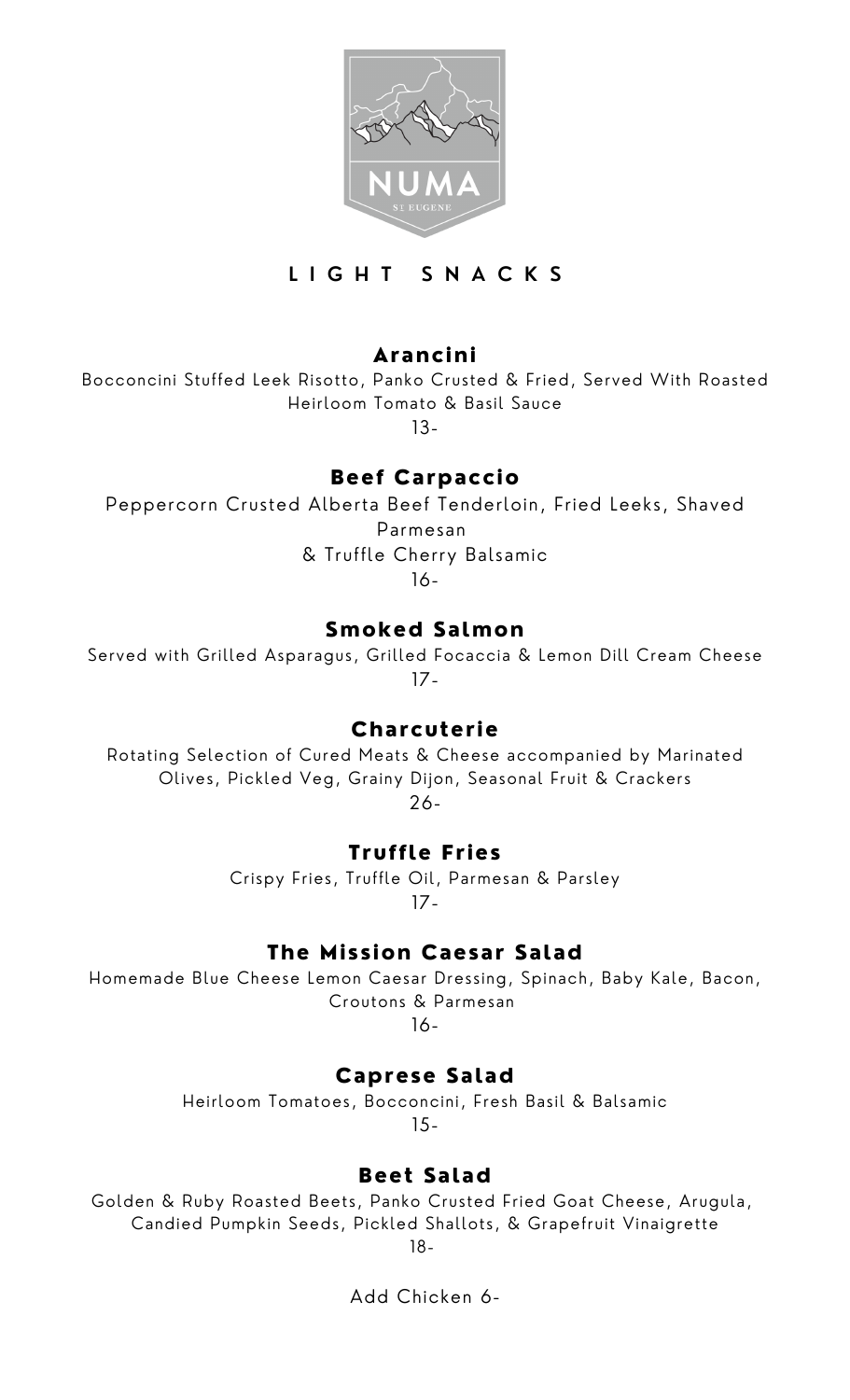# NUMA

ST EUGENE

## LIGHT SNACKS

### Arancini

Bocconcini Stuffed Leek Risotto, Panko Crusted & Fried, Served With Roasted Heirloom Tomato & Basil Sauce

13-

### Beef Carpaccio

Peppercorn Crusted Alberta Beef Tenderloin, Fried Leeks, Shaved Parmesan
& Truffle Cherry Balsamic

16-

### Smoked Salmon

Served with Grilled Asparagus, Grilled Focaccia & Lemon Dill Cream Cheese

17-

### Charcuterie

Rotating Selection of Cured Meats & Cheese accompanied by Marinated Olives, Pickled Veg, Grainy Dijon, Seasonal Fruit & Crackers

26-

### Truffle Fries

Crispy Fries, Truffle Oil, Parmesan & Parsley

17-

### The Mission Caesar Salad

Homemade Blue Cheese Lemon Caesar Dressing, Spinach, Baby Kale, Bacon, Croutons & Parmesan

16-

### Caprese Salad

Heirloom Tomatoes, Bocconcini, Fresh Basil & Balsamic

15-

### Beet Salad

Golden & Ruby Roasted Beets, Panko Crusted Fried Goat Cheese, Arugula, Candied Pumpkin Seeds, Pickled Shallots, & Grapefruit Vinaigrette

18-

Add Chicken 6-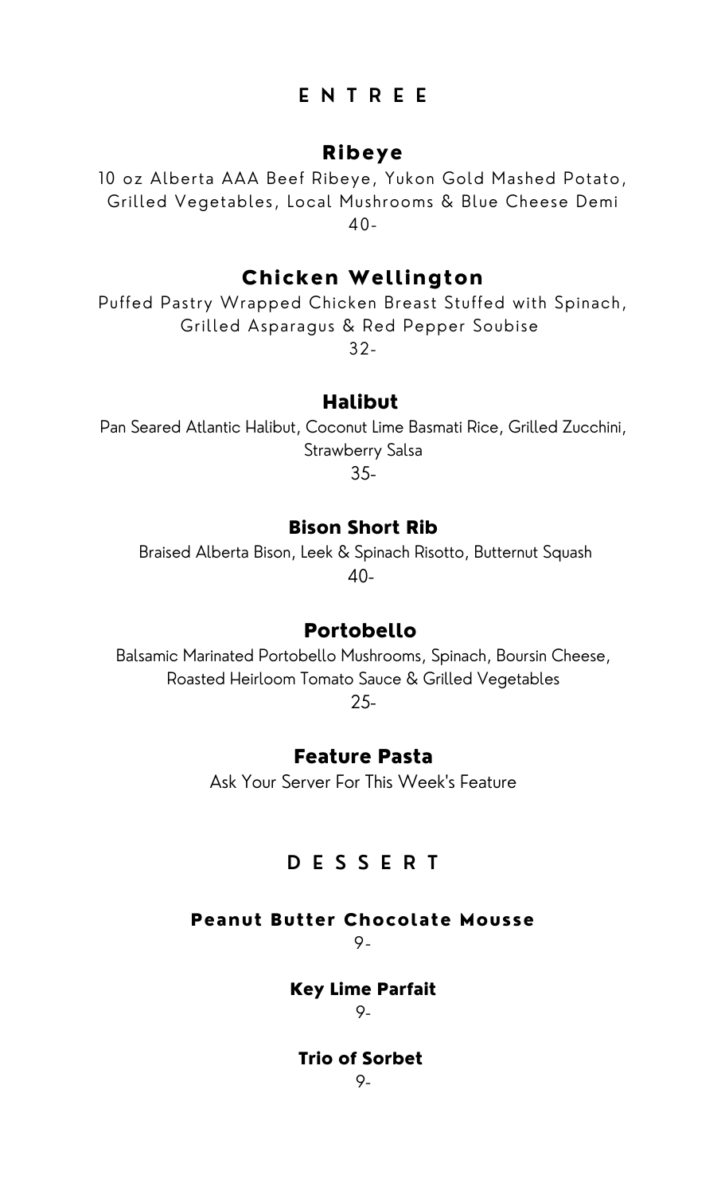# ENTREE

## Ribeye

10 oz Alberta AAA Beef Ribeye, Yukon Gold Mashed Potato, Grilled Vegetables, Local Mushrooms & Blue Cheese Demi

40-

## Chicken Wellington

Puffed Pastry Wrapped Chicken Breast Stuffed with Spinach, Grilled Asparagus & Red Pepper Soubise

32-

## Halibut

Pan Seared Atlantic Halibut, Coconut Lime Basmati Rice, Grilled Zucchini, Strawberry Salsa

35-

## Bison Short Rib

Braised Alberta Bison, Leek & Spinach Risotto, Butternut Squash

40-

## Portobello

Balsamic Marinated Portobello Mushrooms, Spinach, Boursin Cheese, Roasted Heirloom Tomato Sauce & Grilled Vegetables

25-

## Feature Pasta

Ask Your Server For This Week's Feature

# DESSERT

## Peanut Butter Chocolate Mousse

9-

## Key Lime Parfait

9-

## Trio of Sorbet

9-